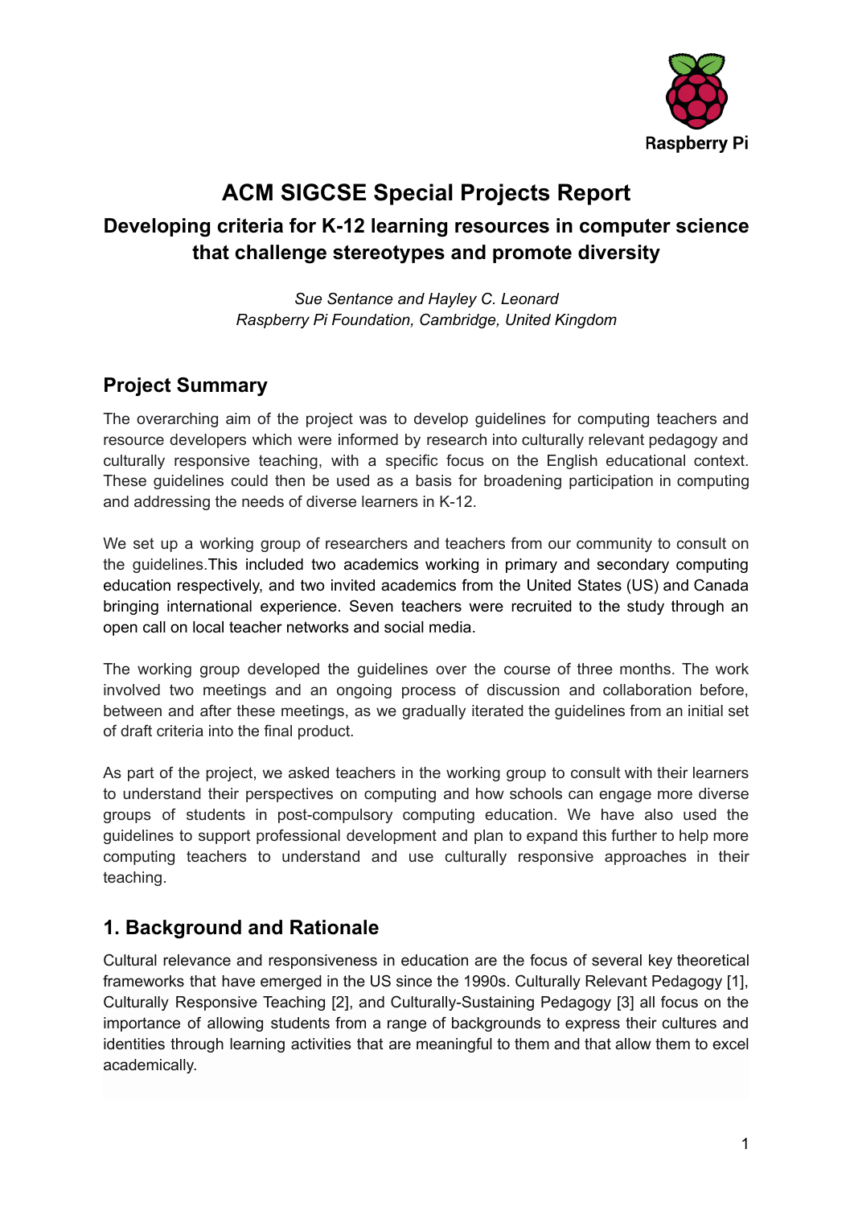# ACM SIGCSE Special Projects Report

## Developing criteria for K-12 learning resources in computer science that challenge stereotypes and promote diversity

*Sue Sentance and Hayley C. Leonard*
*Raspberry Pi Foundation, Cambridge, United Kingdom*

## Project Summary

The overarching aim of the project was to develop guidelines for computing teachers and resource developers which were informed by research into culturally relevant pedagogy and culturally responsive teaching, with a specific focus on the English educational context. These guidelines could then be used as a basis for broadening participation in computing and addressing the needs of diverse learners in K-12.

We set up a working group of researchers and teachers from our community to consult on the guidelines.This included two academics working in primary and secondary computing education respectively, and two invited academics from the United States (US) and Canada bringing international experience. Seven teachers were recruited to the study through an open call on local teacher networks and social media.

The working group developed the guidelines over the course of three months. The work involved two meetings and an ongoing process of discussion and collaboration before, between and after these meetings, as we gradually iterated the guidelines from an initial set of draft criteria into the final product.

As part of the project, we asked teachers in the working group to consult with their learners to understand their perspectives on computing and how schools can engage more diverse groups of students in post-compulsory computing education. We have also used the guidelines to support professional development and plan to expand this further to help more computing teachers to understand and use culturally responsive approaches in their teaching.

## 1. Background and Rationale

Cultural relevance and responsiveness in education are the focus of several key theoretical frameworks that have emerged in the US since the 1990s. Culturally Relevant Pedagogy [1], Culturally Responsive Teaching [2], and Culturally-Sustaining Pedagogy [3] all focus on the importance of allowing students from a range of backgrounds to express their cultures and identities through learning activities that are meaningful to them and that allow them to excel academically.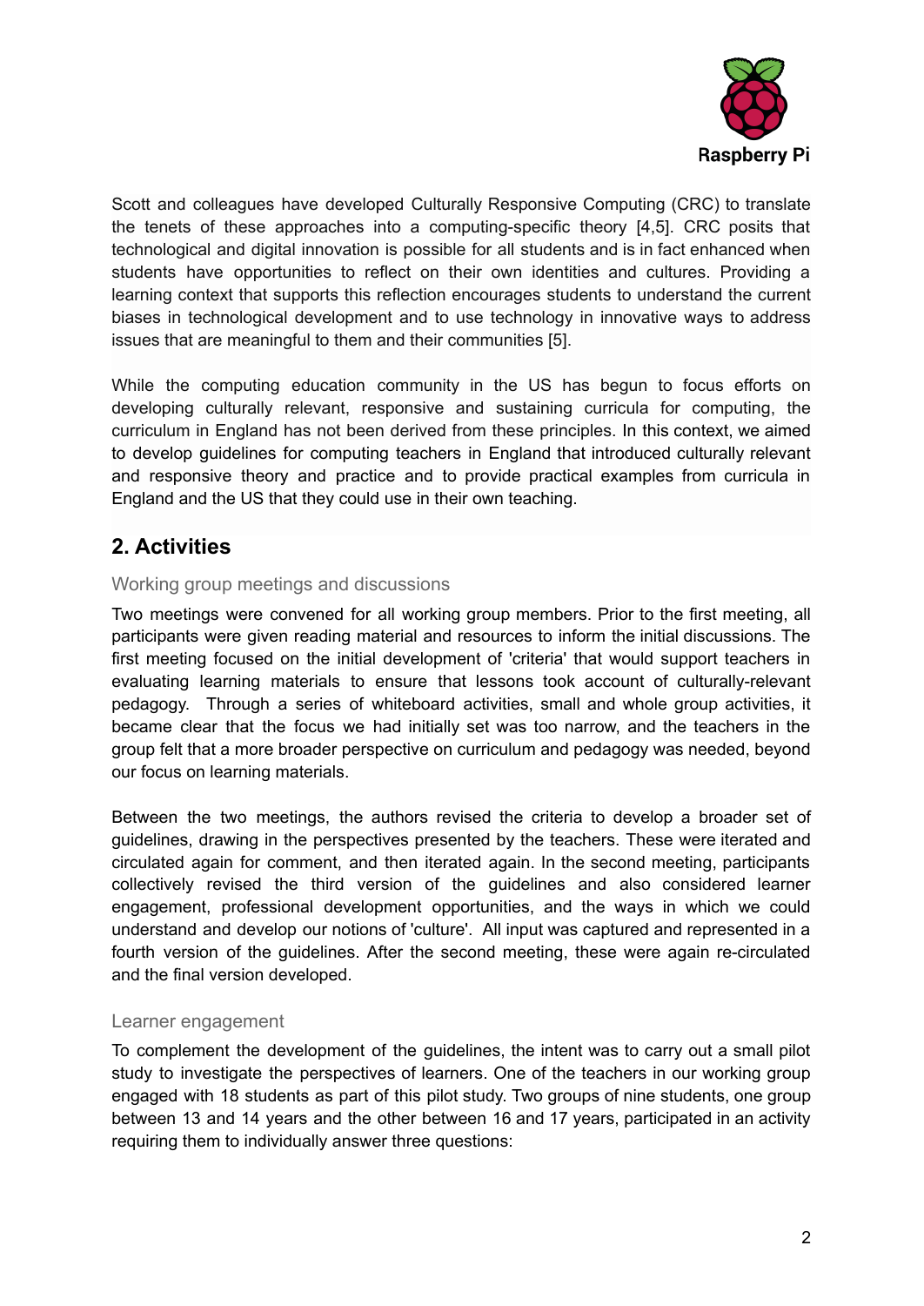Scott and colleagues have developed Culturally Responsive Computing (CRC) to translate the tenets of these approaches into a computing-specific theory [4,5]. CRC posits that technological and digital innovation is possible for all students and is in fact enhanced when students have opportunities to reflect on their own identities and cultures. Providing a learning context that supports this reflection encourages students to understand the current biases in technological development and to use technology in innovative ways to address issues that are meaningful to them and their communities [5].

While the computing education community in the US has begun to focus efforts on developing culturally relevant, responsive and sustaining curricula for computing, the curriculum in England has not been derived from these principles. In this context, we aimed to develop guidelines for computing teachers in England that introduced culturally relevant and responsive theory and practice and to provide practical examples from curricula in England and the US that they could use in their own teaching.

## 2. Activities

### Working group meetings and discussions

Two meetings were convened for all working group members. Prior to the first meeting, all participants were given reading material and resources to inform the initial discussions. The first meeting focused on the initial development of 'criteria' that would support teachers in evaluating learning materials to ensure that lessons took account of culturally-relevant pedagogy. Through a series of whiteboard activities, small and whole group activities, it became clear that the focus we had initially set was too narrow, and the teachers in the group felt that a more broader perspective on curriculum and pedagogy was needed, beyond our focus on learning materials.

Between the two meetings, the authors revised the criteria to develop a broader set of guidelines, drawing in the perspectives presented by the teachers. These were iterated and circulated again for comment, and then iterated again. In the second meeting, participants collectively revised the third version of the guidelines and also considered learner engagement, professional development opportunities, and the ways in which we could understand and develop our notions of 'culture'. All input was captured and represented in a fourth version of the guidelines. After the second meeting, these were again re-circulated and the final version developed.

### Learner engagement

To complement the development of the guidelines, the intent was to carry out a small pilot study to investigate the perspectives of learners. One of the teachers in our working group engaged with 18 students as part of this pilot study. Two groups of nine students, one group between 13 and 14 years and the other between 16 and 17 years, participated in an activity requiring them to individually answer three questions: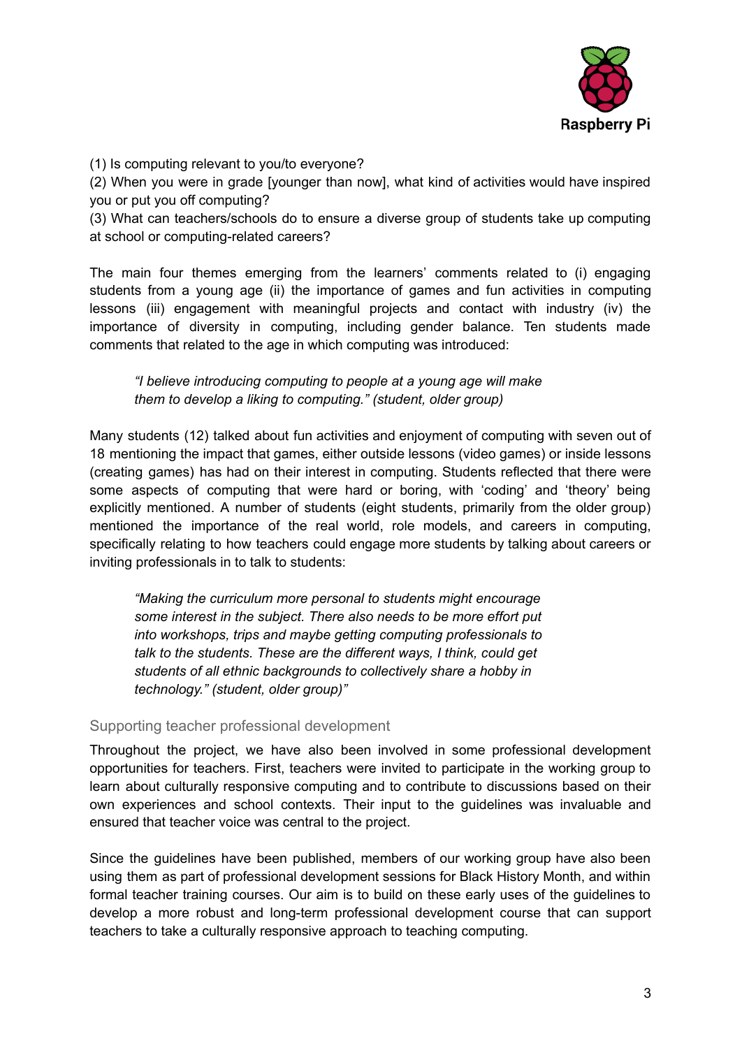(1) Is computing relevant to you/to everyone?
(2) When you were in grade [younger than now], what kind of activities would have inspired you or put you off computing?
(3) What can teachers/schools do to ensure a diverse group of students take up computing at school or computing-related careers?

The main four themes emerging from the learners' comments related to (i) engaging students from a young age (ii) the importance of games and fun activities in computing lessons (iii) engagement with meaningful projects and contact with industry (iv) the importance of diversity in computing, including gender balance. Ten students made comments that related to the age in which computing was introduced:

> *"I believe introducing computing to people at a young age will make them to develop a liking to computing." (student, older group)*

Many students (12) talked about fun activities and enjoyment of computing with seven out of 18 mentioning the impact that games, either outside lessons (video games) or inside lessons (creating games) has had on their interest in computing. Students reflected that there were some aspects of computing that were hard or boring, with 'coding' and 'theory' being explicitly mentioned. A number of students (eight students, primarily from the older group) mentioned the importance of the real world, role models, and careers in computing, specifically relating to how teachers could engage more students by talking about careers or inviting professionals in to talk to students:

> *"Making the curriculum more personal to students might encourage some interest in the subject. There also needs to be more effort put into workshops, trips and maybe getting computing professionals to talk to the students. These are the different ways, I think, could get students of all ethnic backgrounds to collectively share a hobby in technology." (student, older group)"*

## Supporting teacher professional development

Throughout the project, we have also been involved in some professional development opportunities for teachers. First, teachers were invited to participate in the working group to learn about culturally responsive computing and to contribute to discussions based on their own experiences and school contexts. Their input to the guidelines was invaluable and ensured that teacher voice was central to the project.

Since the guidelines have been published, members of our working group have also been using them as part of professional development sessions for Black History Month, and within formal teacher training courses. Our aim is to build on these early uses of the guidelines to develop a more robust and long-term professional development course that can support teachers to take a culturally responsive approach to teaching computing.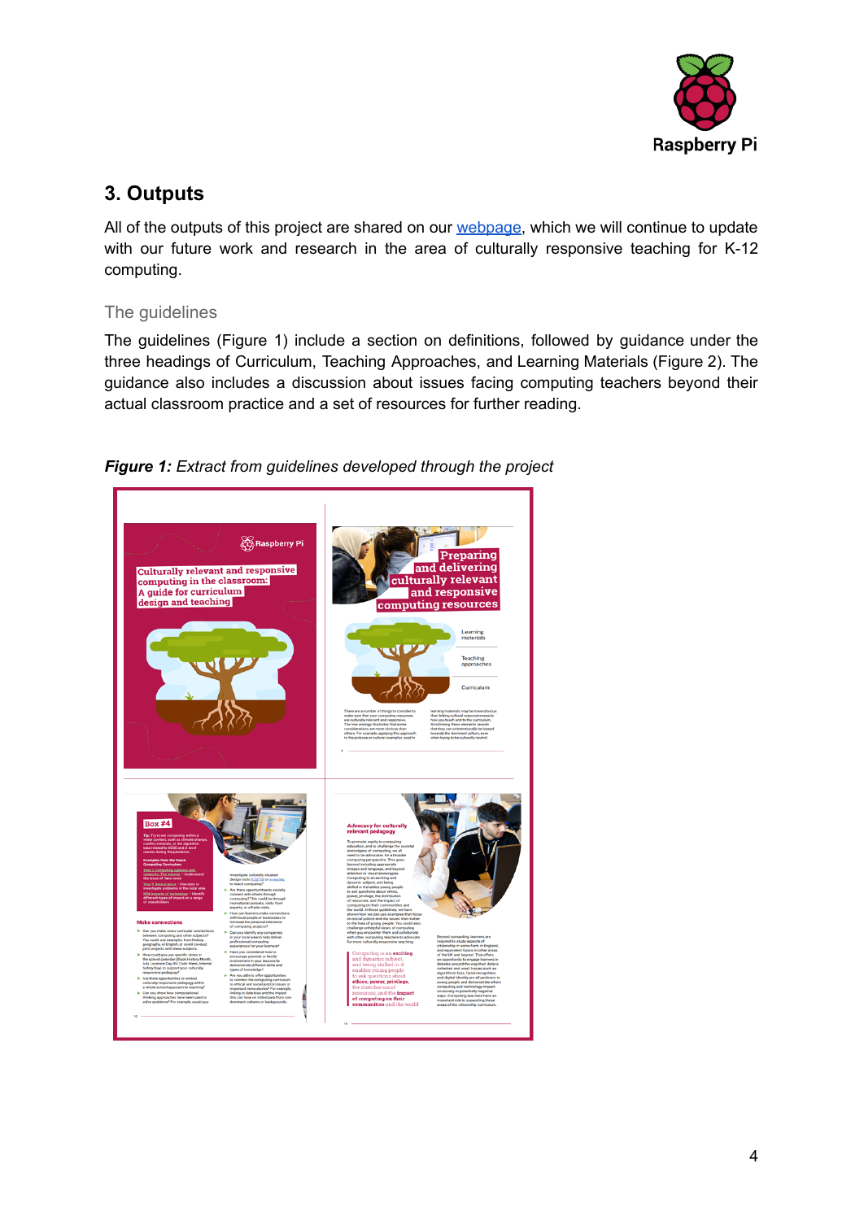## 3. Outputs

All of the outputs of this project are shared on our webpage, which we will continue to update with our future work and research in the area of culturally responsive teaching for K-12 computing.

### The guidelines

The guidelines (Figure 1) include a section on definitions, followed by guidance under the three headings of Curriculum, Teaching Approaches, and Learning Materials (Figure 2). The guidance also includes a discussion about issues facing computing teachers beyond their actual classroom practice and a set of resources for further reading.

***Figure 1:** Extract from guidelines developed through the project*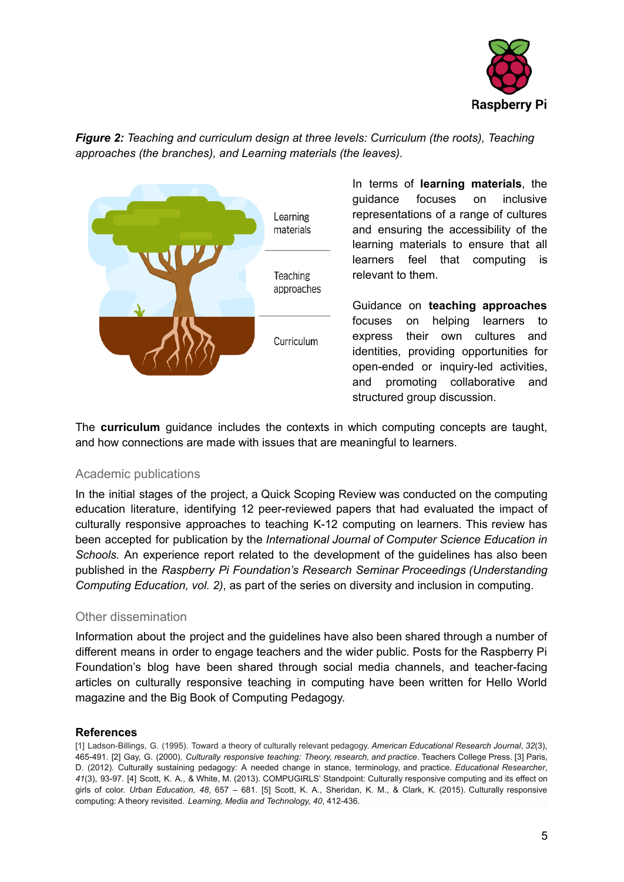***Figure 2:*** *Teaching and curriculum design at three levels: Curriculum (the roots), Teaching approaches (the branches), and Learning materials (the leaves).*

Learning materials

Teaching approaches

Curriculum

In terms of **learning materials**, the guidance focuses on inclusive representations of a range of cultures and ensuring the accessibility of the learning materials to ensure that all learners feel that computing is relevant to them.

Guidance on **teaching approaches** focuses on helping learners to express their own cultures and identities, providing opportunities for open-ended or inquiry-led activities, and promoting collaborative and structured group discussion.

The **curriculum** guidance includes the contexts in which computing concepts are taught, and how connections are made with issues that are meaningful to learners.

## Academic publications

In the initial stages of the project, a Quick Scoping Review was conducted on the computing education literature, identifying 12 peer-reviewed papers that had evaluated the impact of culturally responsive approaches to teaching K-12 computing on learners. This review has been accepted for publication by the *International Journal of Computer Science Education in Schools.* An experience report related to the development of the guidelines has also been published in the *Raspberry Pi Foundation's Research Seminar Proceedings (Understanding Computing Education, vol. 2)*, as part of the series on diversity and inclusion in computing.

## Other dissemination

Information about the project and the guidelines have also been shared through a number of different means in order to engage teachers and the wider public. Posts for the Raspberry Pi Foundation's blog have been shared through social media channels, and teacher-facing articles on culturally responsive teaching in computing have been written for Hello World magazine and the Big Book of Computing Pedagogy.

### References

[1] Ladson-Billings, G. (1995). Toward a theory of culturally relevant pedagogy. *American Educational Research Journal*, *32*(3), 465-491. [2] Gay, G. (2000). *Culturally responsive teaching: Theory, research, and practice*. Teachers College Press. [3] Paris, D. (2012). Culturally sustaining pedagogy: A needed change in stance, terminology, and practice. *Educational Researcher*, *41*(3), 93-97. [4] Scott, K. A., & White, M. (2013). COMPUGIRLS' Standpoint: Culturally responsive computing and its effect on girls of color. *Urban Education, 48*, 657 – 681. [5] Scott, K. A., Sheridan, K. M., & Clark, K. (2015). Culturally responsive computing: A theory revisited. *Learning, Media and Technology, 40*, 412-436.